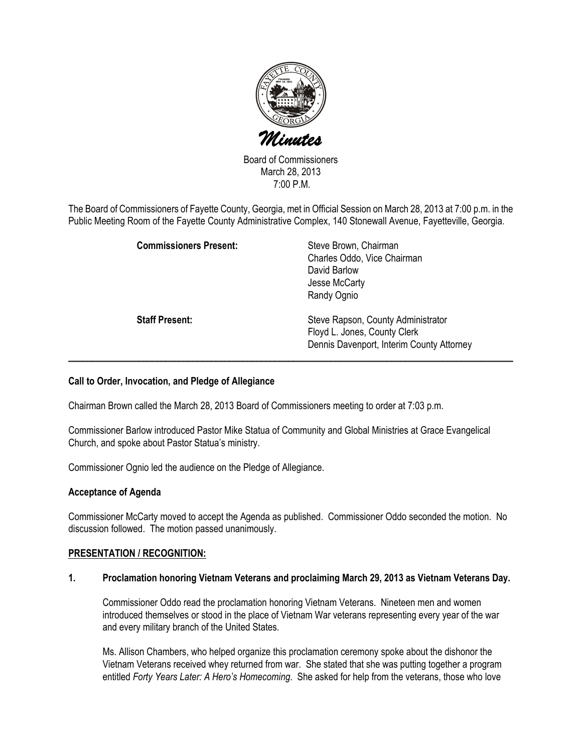# Minutes

Board of Commissioners
March 28, 2013
7:00 P.M.

The Board of Commissioners of Fayette County, Georgia, met in Official Session on March 28, 2013 at 7:00 p.m. in the Public Meeting Room of the Fayette County Administrative Complex, 140 Stonewall Avenue, Fayetteville, Georgia.

**Commissioners Present:**
Steve Brown, Chairman
Charles Oddo, Vice Chairman
David Barlow
Jesse McCarty
Randy Ognio

**Staff Present:**
Steve Rapson, County Administrator
Floyd L. Jones, County Clerk
Dennis Davenport, Interim County Attorney

---

**Call to Order, Invocation, and Pledge of Allegiance**

Chairman Brown called the March 28, 2013 Board of Commissioners meeting to order at 7:03 p.m.

Commissioner Barlow introduced Pastor Mike Statua of Community and Global Ministries at Grace Evangelical Church, and spoke about Pastor Statua's ministry.

Commissioner Ognio led the audience on the Pledge of Allegiance.

**Acceptance of Agenda**

Commissioner McCarty moved to accept the Agenda as published. Commissioner Oddo seconded the motion. No discussion followed. The motion passed unanimously.

**PRESENTATION / RECOGNITION:**

**1. Proclamation honoring Vietnam Veterans and proclaiming March 29, 2013 as Vietnam Veterans Day.**

Commissioner Oddo read the proclamation honoring Vietnam Veterans. Nineteen men and women introduced themselves or stood in the place of Vietnam War veterans representing every year of the war and every military branch of the United States.

Ms. Allison Chambers, who helped organize this proclamation ceremony spoke about the dishonor the Vietnam Veterans received whey returned from war. She stated that she was putting together a program entitled *Forty Years Later: A Hero's Homecoming*. She asked for help from the veterans, those who love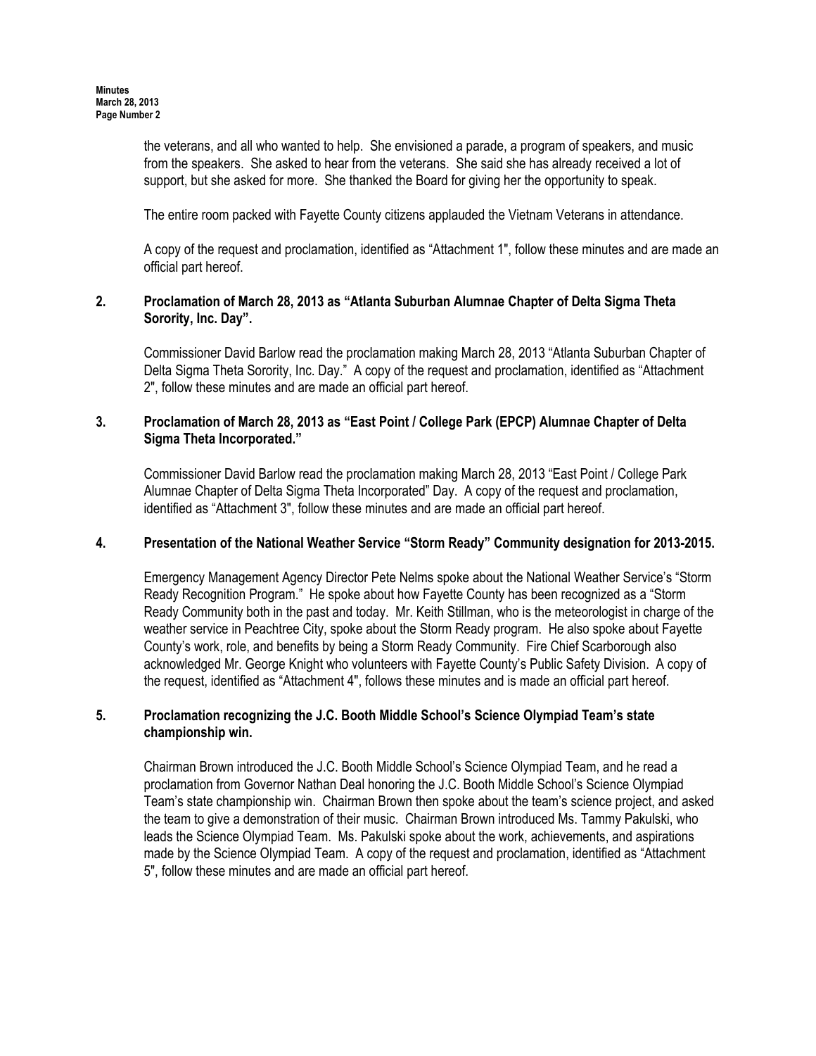the veterans, and all who wanted to help. She envisioned a parade, a program of speakers, and music from the speakers. She asked to hear from the veterans. She said she has already received a lot of support, but she asked for more. She thanked the Board for giving her the opportunity to speak.

The entire room packed with Fayette County citizens applauded the Vietnam Veterans in attendance.

A copy of the request and proclamation, identified as "Attachment 1", follow these minutes and are made an official part hereof.

**2. Proclamation of March 28, 2013 as "Atlanta Suburban Alumnae Chapter of Delta Sigma Theta Sorority, Inc. Day".**

Commissioner David Barlow read the proclamation making March 28, 2013 "Atlanta Suburban Chapter of Delta Sigma Theta Sorority, Inc. Day." A copy of the request and proclamation, identified as "Attachment 2", follow these minutes and are made an official part hereof.

**3. Proclamation of March 28, 2013 as "East Point / College Park (EPCP) Alumnae Chapter of Delta Sigma Theta Incorporated."**

Commissioner David Barlow read the proclamation making March 28, 2013 "East Point / College Park Alumnae Chapter of Delta Sigma Theta Incorporated" Day. A copy of the request and proclamation, identified as "Attachment 3", follow these minutes and are made an official part hereof.

**4. Presentation of the National Weather Service "Storm Ready" Community designation for 2013-2015.**

Emergency Management Agency Director Pete Nelms spoke about the National Weather Service's "Storm Ready Recognition Program." He spoke about how Fayette County has been recognized as a "Storm Ready Community both in the past and today. Mr. Keith Stillman, who is the meteorologist in charge of the weather service in Peachtree City, spoke about the Storm Ready program. He also spoke about Fayette County's work, role, and benefits by being a Storm Ready Community. Fire Chief Scarborough also acknowledged Mr. George Knight who volunteers with Fayette County's Public Safety Division. A copy of the request, identified as "Attachment 4", follows these minutes and is made an official part hereof.

**5. Proclamation recognizing the J.C. Booth Middle School's Science Olympiad Team's state championship win.**

Chairman Brown introduced the J.C. Booth Middle School's Science Olympiad Team, and he read a proclamation from Governor Nathan Deal honoring the J.C. Booth Middle School's Science Olympiad Team's state championship win. Chairman Brown then spoke about the team's science project, and asked the team to give a demonstration of their music. Chairman Brown introduced Ms. Tammy Pakulski, who leads the Science Olympiad Team. Ms. Pakulski spoke about the work, achievements, and aspirations made by the Science Olympiad Team. A copy of the request and proclamation, identified as "Attachment 5", follow these minutes and are made an official part hereof.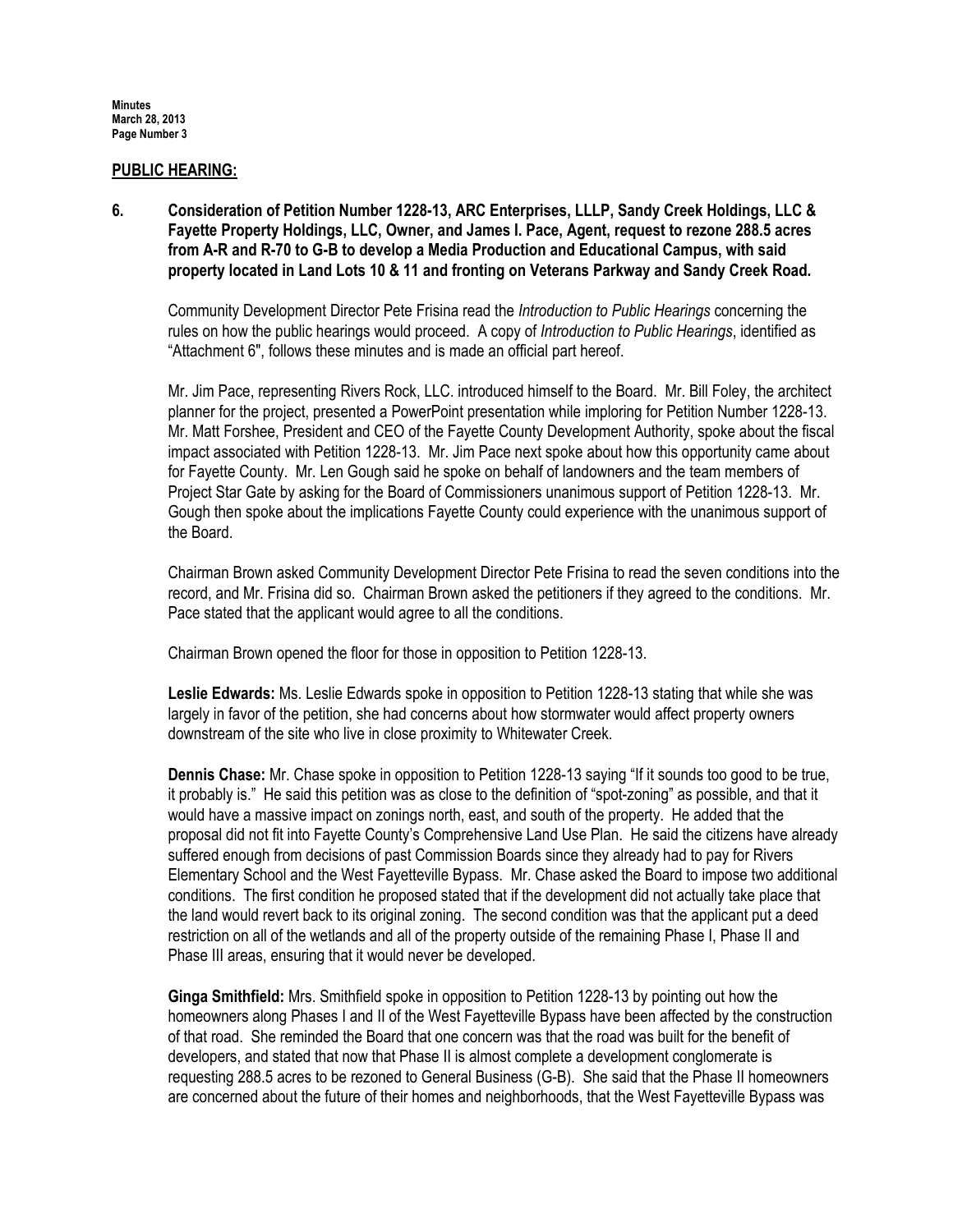## PUBLIC HEARING:

**6. Consideration of Petition Number 1228-13, ARC Enterprises, LLLP, Sandy Creek Holdings, LLC & Fayette Property Holdings, LLC, Owner, and James I. Pace, Agent, request to rezone 288.5 acres from A-R and R-70 to G-B to develop a Media Production and Educational Campus, with said property located in Land Lots 10 & 11 and fronting on Veterans Parkway and Sandy Creek Road.**

Community Development Director Pete Frisina read the *Introduction to Public Hearings* concerning the rules on how the public hearings would proceed. A copy of *Introduction to Public Hearings*, identified as "Attachment 6", follows these minutes and is made an official part hereof.

Mr. Jim Pace, representing Rivers Rock, LLC. introduced himself to the Board. Mr. Bill Foley, the architect planner for the project, presented a PowerPoint presentation while imploring for Petition Number 1228-13. Mr. Matt Forshee, President and CEO of the Fayette County Development Authority, spoke about the fiscal impact associated with Petition 1228-13. Mr. Jim Pace next spoke about how this opportunity came about for Fayette County. Mr. Len Gough said he spoke on behalf of landowners and the team members of Project Star Gate by asking for the Board of Commissioners unanimous support of Petition 1228-13. Mr. Gough then spoke about the implications Fayette County could experience with the unanimous support of the Board.

Chairman Brown asked Community Development Director Pete Frisina to read the seven conditions into the record, and Mr. Frisina did so. Chairman Brown asked the petitioners if they agreed to the conditions. Mr. Pace stated that the applicant would agree to all the conditions.

Chairman Brown opened the floor for those in opposition to Petition 1228-13.

**Leslie Edwards:** Ms. Leslie Edwards spoke in opposition to Petition 1228-13 stating that while she was largely in favor of the petition, she had concerns about how stormwater would affect property owners downstream of the site who live in close proximity to Whitewater Creek.

**Dennis Chase:** Mr. Chase spoke in opposition to Petition 1228-13 saying "If it sounds too good to be true, it probably is." He said this petition was as close to the definition of "spot-zoning" as possible, and that it would have a massive impact on zonings north, east, and south of the property. He added that the proposal did not fit into Fayette County's Comprehensive Land Use Plan. He said the citizens have already suffered enough from decisions of past Commission Boards since they already had to pay for Rivers Elementary School and the West Fayetteville Bypass. Mr. Chase asked the Board to impose two additional conditions. The first condition he proposed stated that if the development did not actually take place that the land would revert back to its original zoning. The second condition was that the applicant put a deed restriction on all of the wetlands and all of the property outside of the remaining Phase I, Phase II and Phase III areas, ensuring that it would never be developed.

**Ginga Smithfield:** Mrs. Smithfield spoke in opposition to Petition 1228-13 by pointing out how the homeowners along Phases I and II of the West Fayetteville Bypass have been affected by the construction of that road. She reminded the Board that one concern was that the road was built for the benefit of developers, and stated that now that Phase II is almost complete a development conglomerate is requesting 288.5 acres to be rezoned to General Business (G-B). She said that the Phase II homeowners are concerned about the future of their homes and neighborhoods, that the West Fayetteville Bypass was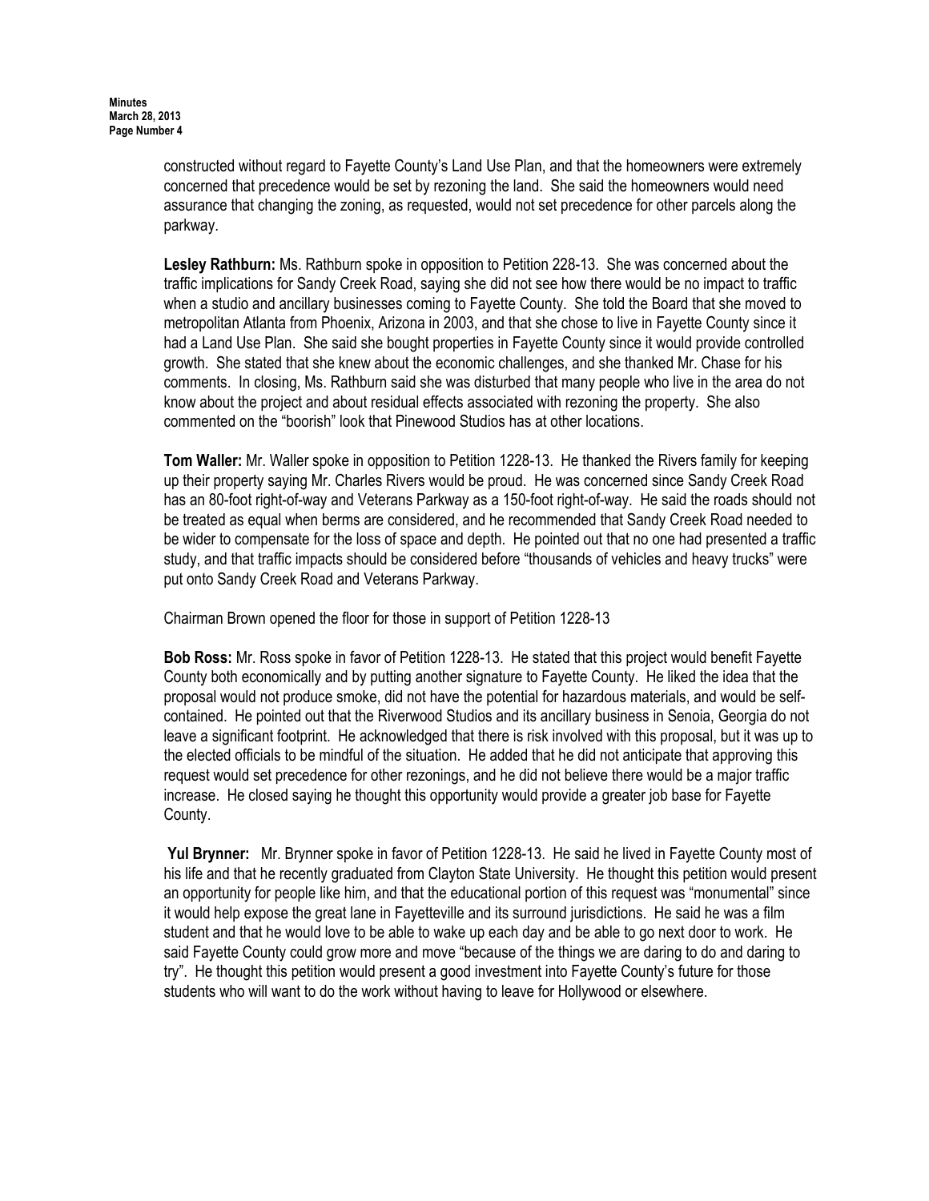constructed without regard to Fayette County's Land Use Plan, and that the homeowners were extremely concerned that precedence would be set by rezoning the land. She said the homeowners would need assurance that changing the zoning, as requested, would not set precedence for other parcels along the parkway.

**Lesley Rathburn:** Ms. Rathburn spoke in opposition to Petition 228-13. She was concerned about the traffic implications for Sandy Creek Road, saying she did not see how there would be no impact to traffic when a studio and ancillary businesses coming to Fayette County. She told the Board that she moved to metropolitan Atlanta from Phoenix, Arizona in 2003, and that she chose to live in Fayette County since it had a Land Use Plan. She said she bought properties in Fayette County since it would provide controlled growth. She stated that she knew about the economic challenges, and she thanked Mr. Chase for his comments. In closing, Ms. Rathburn said she was disturbed that many people who live in the area do not know about the project and about residual effects associated with rezoning the property. She also commented on the "boorish" look that Pinewood Studios has at other locations.

**Tom Waller:** Mr. Waller spoke in opposition to Petition 1228-13. He thanked the Rivers family for keeping up their property saying Mr. Charles Rivers would be proud. He was concerned since Sandy Creek Road has an 80-foot right-of-way and Veterans Parkway as a 150-foot right-of-way. He said the roads should not be treated as equal when berms are considered, and he recommended that Sandy Creek Road needed to be wider to compensate for the loss of space and depth. He pointed out that no one had presented a traffic study, and that traffic impacts should be considered before "thousands of vehicles and heavy trucks" were put onto Sandy Creek Road and Veterans Parkway.

Chairman Brown opened the floor for those in support of Petition 1228-13

**Bob Ross:** Mr. Ross spoke in favor of Petition 1228-13. He stated that this project would benefit Fayette County both economically and by putting another signature to Fayette County. He liked the idea that the proposal would not produce smoke, did not have the potential for hazardous materials, and would be self-contained. He pointed out that the Riverwood Studios and its ancillary business in Senoia, Georgia do not leave a significant footprint. He acknowledged that there is risk involved with this proposal, but it was up to the elected officials to be mindful of the situation. He added that he did not anticipate that approving this request would set precedence for other rezonings, and he did not believe there would be a major traffic increase. He closed saying he thought this opportunity would provide a greater job base for Fayette County.

**Yul Brynner:** Mr. Brynner spoke in favor of Petition 1228-13. He said he lived in Fayette County most of his life and that he recently graduated from Clayton State University. He thought this petition would present an opportunity for people like him, and that the educational portion of this request was "monumental" since it would help expose the great lane in Fayetteville and its surround jurisdictions. He said he was a film student and that he would love to be able to wake up each day and be able to go next door to work. He said Fayette County could grow more and move "because of the things we are daring to do and daring to try". He thought this petition would present a good investment into Fayette County's future for those students who will want to do the work without having to leave for Hollywood or elsewhere.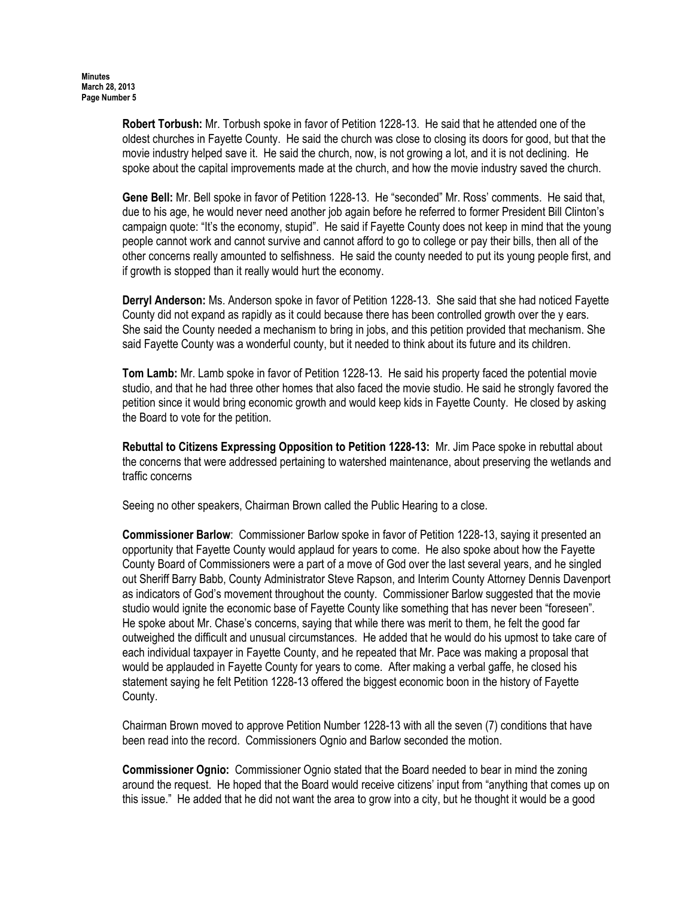**Robert Torbush:** Mr. Torbush spoke in favor of Petition 1228-13. He said that he attended one of the oldest churches in Fayette County. He said the church was close to closing its doors for good, but that the movie industry helped save it. He said the church, now, is not growing a lot, and it is not declining. He spoke about the capital improvements made at the church, and how the movie industry saved the church.

**Gene Bell:** Mr. Bell spoke in favor of Petition 1228-13. He "seconded" Mr. Ross' comments. He said that, due to his age, he would never need another job again before he referred to former President Bill Clinton's campaign quote: "It's the economy, stupid". He said if Fayette County does not keep in mind that the young people cannot work and cannot survive and cannot afford to go to college or pay their bills, then all of the other concerns really amounted to selfishness. He said the county needed to put its young people first, and if growth is stopped than it really would hurt the economy.

**Derryl Anderson:** Ms. Anderson spoke in favor of Petition 1228-13. She said that she had noticed Fayette County did not expand as rapidly as it could because there has been controlled growth over the y ears. She said the County needed a mechanism to bring in jobs, and this petition provided that mechanism. She said Fayette County was a wonderful county, but it needed to think about its future and its children.

**Tom Lamb:** Mr. Lamb spoke in favor of Petition 1228-13. He said his property faced the potential movie studio, and that he had three other homes that also faced the movie studio. He said he strongly favored the petition since it would bring economic growth and would keep kids in Fayette County. He closed by asking the Board to vote for the petition.

**Rebuttal to Citizens Expressing Opposition to Petition 1228-13:** Mr. Jim Pace spoke in rebuttal about the concerns that were addressed pertaining to watershed maintenance, about preserving the wetlands and traffic concerns

Seeing no other speakers, Chairman Brown called the Public Hearing to a close.

**Commissioner Barlow**: Commissioner Barlow spoke in favor of Petition 1228-13, saying it presented an opportunity that Fayette County would applaud for years to come. He also spoke about how the Fayette County Board of Commissioners were a part of a move of God over the last several years, and he singled out Sheriff Barry Babb, County Administrator Steve Rapson, and Interim County Attorney Dennis Davenport as indicators of God's movement throughout the county. Commissioner Barlow suggested that the movie studio would ignite the economic base of Fayette County like something that has never been "foreseen". He spoke about Mr. Chase's concerns, saying that while there was merit to them, he felt the good far outweighed the difficult and unusual circumstances. He added that he would do his upmost to take care of each individual taxpayer in Fayette County, and he repeated that Mr. Pace was making a proposal that would be applauded in Fayette County for years to come. After making a verbal gaffe, he closed his statement saying he felt Petition 1228-13 offered the biggest economic boon in the history of Fayette County.

Chairman Brown moved to approve Petition Number 1228-13 with all the seven (7) conditions that have been read into the record. Commissioners Ognio and Barlow seconded the motion.

**Commissioner Ognio:** Commissioner Ognio stated that the Board needed to bear in mind the zoning around the request. He hoped that the Board would receive citizens' input from "anything that comes up on this issue." He added that he did not want the area to grow into a city, but he thought it would be a good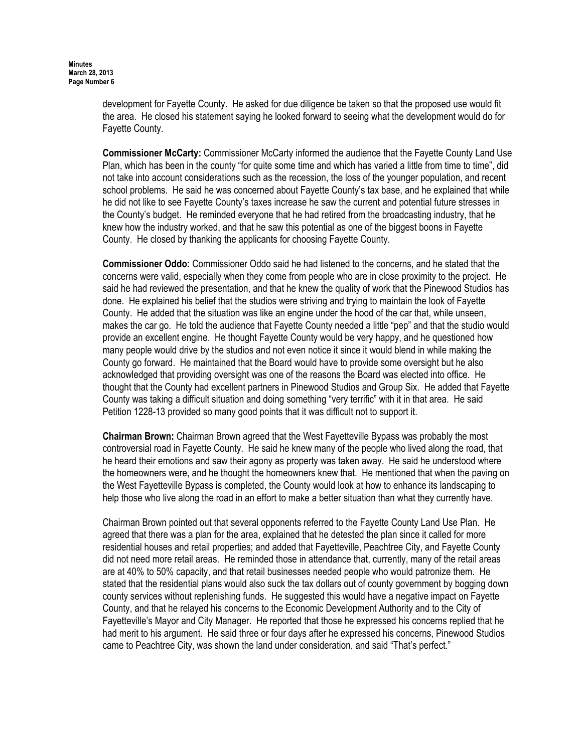development for Fayette County. He asked for due diligence be taken so that the proposed use would fit the area. He closed his statement saying he looked forward to seeing what the development would do for Fayette County.

**Commissioner McCarty:** Commissioner McCarty informed the audience that the Fayette County Land Use Plan, which has been in the county "for quite some time and which has varied a little from time to time", did not take into account considerations such as the recession, the loss of the younger population, and recent school problems. He said he was concerned about Fayette County's tax base, and he explained that while he did not like to see Fayette County's taxes increase he saw the current and potential future stresses in the County's budget. He reminded everyone that he had retired from the broadcasting industry, that he knew how the industry worked, and that he saw this potential as one of the biggest boons in Fayette County. He closed by thanking the applicants for choosing Fayette County.

**Commissioner Oddo:** Commissioner Oddo said he had listened to the concerns, and he stated that the concerns were valid, especially when they come from people who are in close proximity to the project. He said he had reviewed the presentation, and that he knew the quality of work that the Pinewood Studios has done. He explained his belief that the studios were striving and trying to maintain the look of Fayette County. He added that the situation was like an engine under the hood of the car that, while unseen, makes the car go. He told the audience that Fayette County needed a little "pep" and that the studio would provide an excellent engine. He thought Fayette County would be very happy, and he questioned how many people would drive by the studios and not even notice it since it would blend in while making the County go forward. He maintained that the Board would have to provide some oversight but he also acknowledged that providing oversight was one of the reasons the Board was elected into office. He thought that the County had excellent partners in Pinewood Studios and Group Six. He added that Fayette County was taking a difficult situation and doing something "very terrific" with it in that area. He said Petition 1228-13 provided so many good points that it was difficult not to support it.

**Chairman Brown:** Chairman Brown agreed that the West Fayetteville Bypass was probably the most controversial road in Fayette County. He said he knew many of the people who lived along the road, that he heard their emotions and saw their agony as property was taken away. He said he understood where the homeowners were, and he thought the homeowners knew that. He mentioned that when the paving on the West Fayetteville Bypass is completed, the County would look at how to enhance its landscaping to help those who live along the road in an effort to make a better situation than what they currently have.

Chairman Brown pointed out that several opponents referred to the Fayette County Land Use Plan. He agreed that there was a plan for the area, explained that he detested the plan since it called for more residential houses and retail properties; and added that Fayetteville, Peachtree City, and Fayette County did not need more retail areas. He reminded those in attendance that, currently, many of the retail areas are at 40% to 50% capacity, and that retail businesses needed people who would patronize them. He stated that the residential plans would also suck the tax dollars out of county government by bogging down county services without replenishing funds. He suggested this would have a negative impact on Fayette County, and that he relayed his concerns to the Economic Development Authority and to the City of Fayetteville's Mayor and City Manager. He reported that those he expressed his concerns replied that he had merit to his argument. He said three or four days after he expressed his concerns, Pinewood Studios came to Peachtree City, was shown the land under consideration, and said "That's perfect."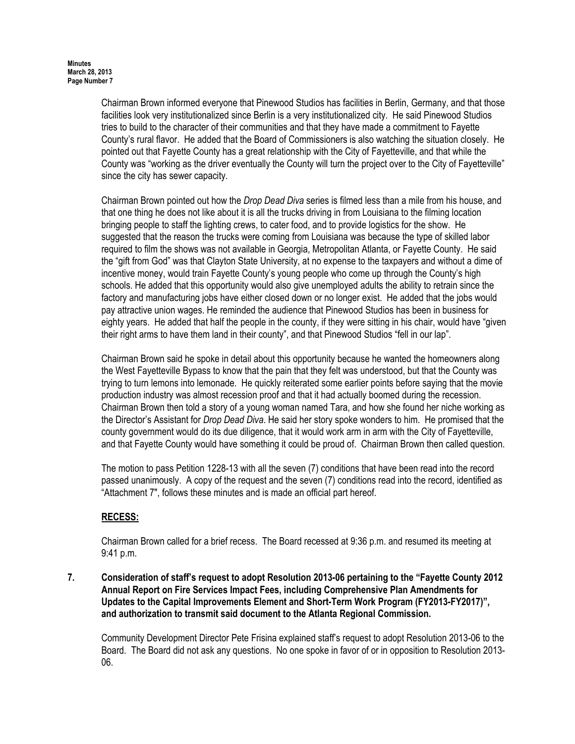Chairman Brown informed everyone that Pinewood Studios has facilities in Berlin, Germany, and that those facilities look very institutionalized since Berlin is a very institutionalized city. He said Pinewood Studios tries to build to the character of their communities and that they have made a commitment to Fayette County's rural flavor. He added that the Board of Commissioners is also watching the situation closely. He pointed out that Fayette County has a great relationship with the City of Fayetteville, and that while the County was "working as the driver eventually the County will turn the project over to the City of Fayetteville" since the city has sewer capacity.

Chairman Brown pointed out how the *Drop Dead Diva* series is filmed less than a mile from his house, and that one thing he does not like about it is all the trucks driving in from Louisiana to the filming location bringing people to staff the lighting crews, to cater food, and to provide logistics for the show. He suggested that the reason the trucks were coming from Louisiana was because the type of skilled labor required to film the shows was not available in Georgia, Metropolitan Atlanta, or Fayette County. He said the "gift from God" was that Clayton State University, at no expense to the taxpayers and without a dime of incentive money, would train Fayette County's young people who come up through the County's high schools. He added that this opportunity would also give unemployed adults the ability to retrain since the factory and manufacturing jobs have either closed down or no longer exist. He added that the jobs would pay attractive union wages. He reminded the audience that Pinewood Studios has been in business for eighty years. He added that half the people in the county, if they were sitting in his chair, would have "given their right arms to have them land in their county", and that Pinewood Studios "fell in our lap".

Chairman Brown said he spoke in detail about this opportunity because he wanted the homeowners along the West Fayetteville Bypass to know that the pain that they felt was understood, but that the County was trying to turn lemons into lemonade. He quickly reiterated some earlier points before saying that the movie production industry was almost recession proof and that it had actually boomed during the recession. Chairman Brown then told a story of a young woman named Tara, and how she found her niche working as the Director's Assistant for *Drop Dead Diva*. He said her story spoke wonders to him. He promised that the county government would do its due diligence, that it would work arm in arm with the City of Fayetteville, and that Fayette County would have something it could be proud of. Chairman Brown then called question.

The motion to pass Petition 1228-13 with all the seven (7) conditions that have been read into the record passed unanimously. A copy of the request and the seven (7) conditions read into the record, identified as "Attachment 7", follows these minutes and is made an official part hereof.

**RECESS:**

Chairman Brown called for a brief recess. The Board recessed at 9:36 p.m. and resumed its meeting at 9:41 p.m.

**7. Consideration of staff's request to adopt Resolution 2013-06 pertaining to the "Fayette County 2012 Annual Report on Fire Services Impact Fees, including Comprehensive Plan Amendments for Updates to the Capital Improvements Element and Short-Term Work Program (FY2013-FY2017)", and authorization to transmit said document to the Atlanta Regional Commission.**

Community Development Director Pete Frisina explained staff's request to adopt Resolution 2013-06 to the Board. The Board did not ask any questions. No one spoke in favor of or in opposition to Resolution 2013-06.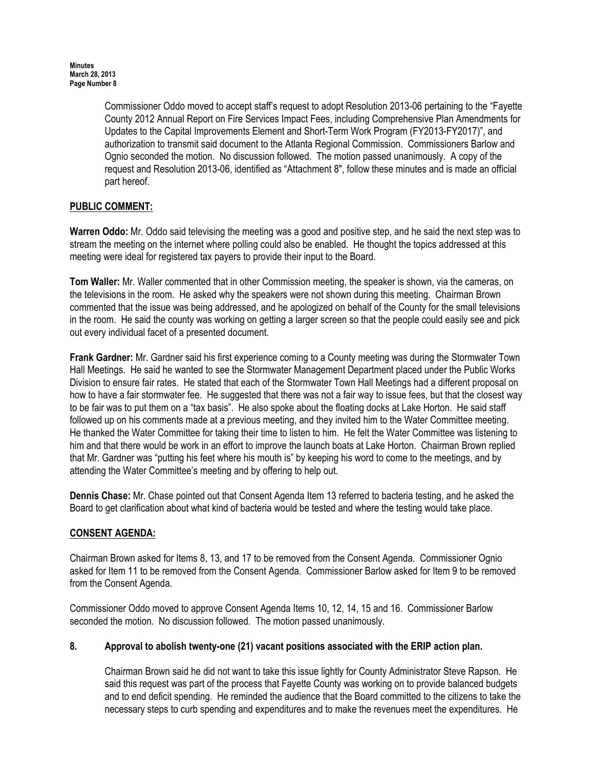Commissioner Oddo moved to accept staff's request to adopt Resolution 2013-06 pertaining to the "Fayette County 2012 Annual Report on Fire Services Impact Fees, including Comprehensive Plan Amendments for Updates to the Capital Improvements Element and Short-Term Work Program (FY2013-FY2017)", and authorization to transmit said document to the Atlanta Regional Commission. Commissioners Barlow and Ognio seconded the motion. No discussion followed. The motion passed unanimously. A copy of the request and Resolution 2013-06, identified as "Attachment 8", follow these minutes and is made an official part hereof.

## PUBLIC COMMENT:

**Warren Oddo:** Mr. Oddo said televising the meeting was a good and positive step, and he said the next step was to stream the meeting on the internet where polling could also be enabled. He thought the topics addressed at this meeting were ideal for registered tax payers to provide their input to the Board.

**Tom Waller:** Mr. Waller commented that in other Commission meeting, the speaker is shown, via the cameras, on the televisions in the room. He asked why the speakers were not shown during this meeting. Chairman Brown commented that the issue was being addressed, and he apologized on behalf of the County for the small televisions in the room. He said the county was working on getting a larger screen so that the people could easily see and pick out every individual facet of a presented document.

**Frank Gardner:** Mr. Gardner said his first experience coming to a County meeting was during the Stormwater Town Hall Meetings. He said he wanted to see the Stormwater Management Department placed under the Public Works Division to ensure fair rates. He stated that each of the Stormwater Town Hall Meetings had a different proposal on how to have a fair stormwater fee. He suggested that there was not a fair way to issue fees, but that the closest way to be fair was to put them on a "tax basis". He also spoke about the floating docks at Lake Horton. He said staff followed up on his comments made at a previous meeting, and they invited him to the Water Committee meeting. He thanked the Water Committee for taking their time to listen to him. He felt the Water Committee was listening to him and that there would be work in an effort to improve the launch boats at Lake Horton. Chairman Brown replied that Mr. Gardner was "putting his feet where his mouth is" by keeping his word to come to the meetings, and by attending the Water Committee's meeting and by offering to help out.

**Dennis Chase:** Mr. Chase pointed out that Consent Agenda Item 13 referred to bacteria testing, and he asked the Board to get clarification about what kind of bacteria would be tested and where the testing would take place.

## CONSENT AGENDA:

Chairman Brown asked for Items 8, 13, and 17 to be removed from the Consent Agenda. Commissioner Ognio asked for Item 11 to be removed from the Consent Agenda. Commissioner Barlow asked for Item 9 to be removed from the Consent Agenda.

Commissioner Oddo moved to approve Consent Agenda Items 10, 12, 14, 15 and 16. Commissioner Barlow seconded the motion. No discussion followed. The motion passed unanimously.

### 8. Approval to abolish twenty-one (21) vacant positions associated with the ERIP action plan.

Chairman Brown said he did not want to take this issue lightly for County Administrator Steve Rapson. He said this request was part of the process that Fayette County was working on to provide balanced budgets and to end deficit spending. He reminded the audience that the Board committed to the citizens to take the necessary steps to curb spending and expenditures and to make the revenues meet the expenditures. He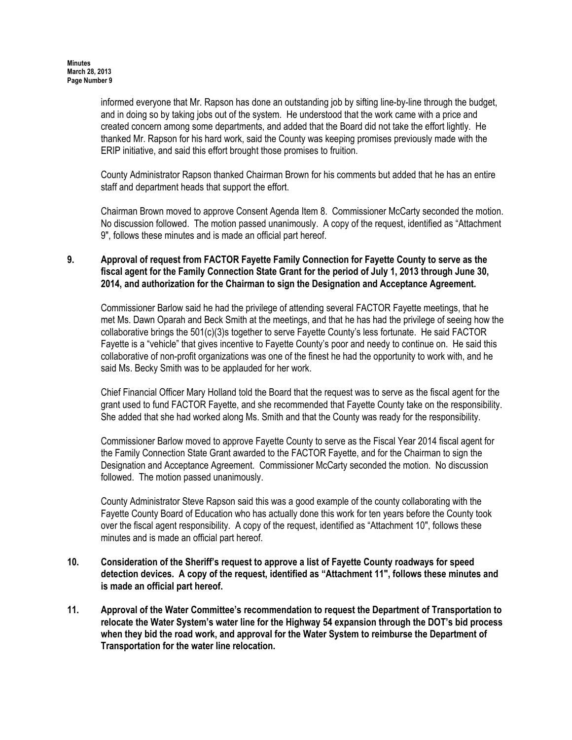informed everyone that Mr. Rapson has done an outstanding job by sifting line-by-line through the budget, and in doing so by taking jobs out of the system. He understood that the work came with a price and created concern among some departments, and added that the Board did not take the effort lightly. He thanked Mr. Rapson for his hard work, said the County was keeping promises previously made with the ERIP initiative, and said this effort brought those promises to fruition.

County Administrator Rapson thanked Chairman Brown for his comments but added that he has an entire staff and department heads that support the effort.

Chairman Brown moved to approve Consent Agenda Item 8. Commissioner McCarty seconded the motion. No discussion followed. The motion passed unanimously. A copy of the request, identified as "Attachment 9", follows these minutes and is made an official part hereof.

**9. Approval of request from FACTOR Fayette Family Connection for Fayette County to serve as the fiscal agent for the Family Connection State Grant for the period of July 1, 2013 through June 30, 2014, and authorization for the Chairman to sign the Designation and Acceptance Agreement.**

Commissioner Barlow said he had the privilege of attending several FACTOR Fayette meetings, that he met Ms. Dawn Oparah and Beck Smith at the meetings, and that he has had the privilege of seeing how the collaborative brings the 501(c)(3)s together to serve Fayette County's less fortunate. He said FACTOR Fayette is a "vehicle" that gives incentive to Fayette County's poor and needy to continue on. He said this collaborative of non-profit organizations was one of the finest he had the opportunity to work with, and he said Ms. Becky Smith was to be applauded for her work.

Chief Financial Officer Mary Holland told the Board that the request was to serve as the fiscal agent for the grant used to fund FACTOR Fayette, and she recommended that Fayette County take on the responsibility. She added that she had worked along Ms. Smith and that the County was ready for the responsibility.

Commissioner Barlow moved to approve Fayette County to serve as the Fiscal Year 2014 fiscal agent for the Family Connection State Grant awarded to the FACTOR Fayette, and for the Chairman to sign the Designation and Acceptance Agreement. Commissioner McCarty seconded the motion. No discussion followed. The motion passed unanimously.

County Administrator Steve Rapson said this was a good example of the county collaborating with the Fayette County Board of Education who has actually done this work for ten years before the County took over the fiscal agent responsibility. A copy of the request, identified as "Attachment 10", follows these minutes and is made an official part hereof.

**10. Consideration of the Sheriff's request to approve a list of Fayette County roadways for speed detection devices. A copy of the request, identified as "Attachment 11", follows these minutes and is made an official part hereof.**

**11. Approval of the Water Committee's recommendation to request the Department of Transportation to relocate the Water System's water line for the Highway 54 expansion through the DOT's bid process when they bid the road work, and approval for the Water System to reimburse the Department of Transportation for the water line relocation.**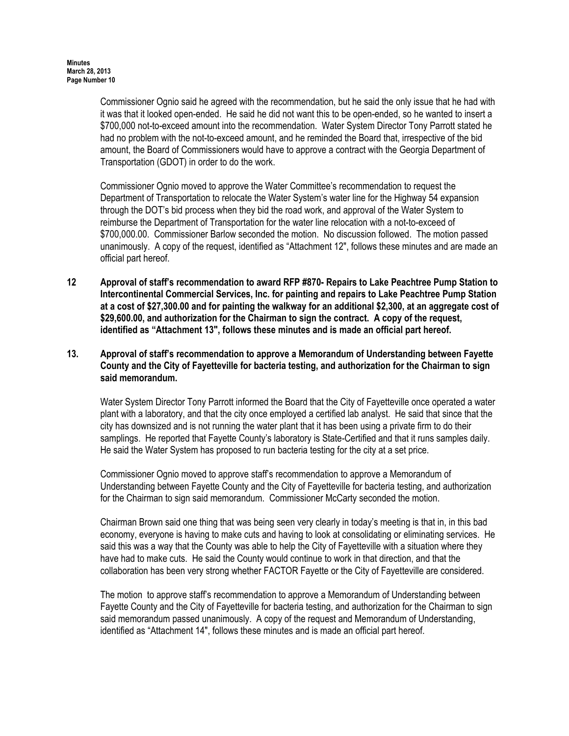Commissioner Ognio said he agreed with the recommendation, but he said the only issue that he had with it was that it looked open-ended. He said he did not want this to be open-ended, so he wanted to insert a $700,000 not-to-exceed amount into the recommendation. Water System Director Tony Parrott stated he had no problem with the not-to-exceed amount, and he reminded the Board that, irrespective of the bid amount, the Board of Commissioners would have to approve a contract with the Georgia Department of Transportation (GDOT) in order to do the work.

Commissioner Ognio moved to approve the Water Committee's recommendation to request the Department of Transportation to relocate the Water System's water line for the Highway 54 expansion through the DOT's bid process when they bid the road work, and approval of the Water System to reimburse the Department of Transportation for the water line relocation with a not-to-exceed of $700,000.00. Commissioner Barlow seconded the motion. No discussion followed. The motion passed unanimously. A copy of the request, identified as "Attachment 12", follows these minutes and are made an official part hereof.

**12 Approval of staff's recommendation to award RFP #870- Repairs to Lake Peachtree Pump Station to Intercontinental Commercial Services, Inc. for painting and repairs to Lake Peachtree Pump Station at a cost of $27,300.00 and for painting the walkway for an additional $2,300, at an aggregate cost of $29,600.00, and authorization for the Chairman to sign the contract. A copy of the request, identified as "Attachment 13", follows these minutes and is made an official part hereof.**

**13. Approval of staff's recommendation to approve a Memorandum of Understanding between Fayette County and the City of Fayetteville for bacteria testing, and authorization for the Chairman to sign said memorandum.**

Water System Director Tony Parrott informed the Board that the City of Fayetteville once operated a water plant with a laboratory, and that the city once employed a certified lab analyst. He said that since that the city has downsized and is not running the water plant that it has been using a private firm to do their samplings. He reported that Fayette County's laboratory is State-Certified and that it runs samples daily. He said the Water System has proposed to run bacteria testing for the city at a set price.

Commissioner Ognio moved to approve staff's recommendation to approve a Memorandum of Understanding between Fayette County and the City of Fayetteville for bacteria testing, and authorization for the Chairman to sign said memorandum. Commissioner McCarty seconded the motion.

Chairman Brown said one thing that was being seen very clearly in today's meeting is that in, in this bad economy, everyone is having to make cuts and having to look at consolidating or eliminating services. He said this was a way that the County was able to help the City of Fayetteville with a situation where they have had to make cuts. He said the County would continue to work in that direction, and that the collaboration has been very strong whether FACTOR Fayette or the City of Fayetteville are considered.

The motion to approve staff's recommendation to approve a Memorandum of Understanding between Fayette County and the City of Fayetteville for bacteria testing, and authorization for the Chairman to sign said memorandum passed unanimously. A copy of the request and Memorandum of Understanding, identified as "Attachment 14", follows these minutes and is made an official part hereof.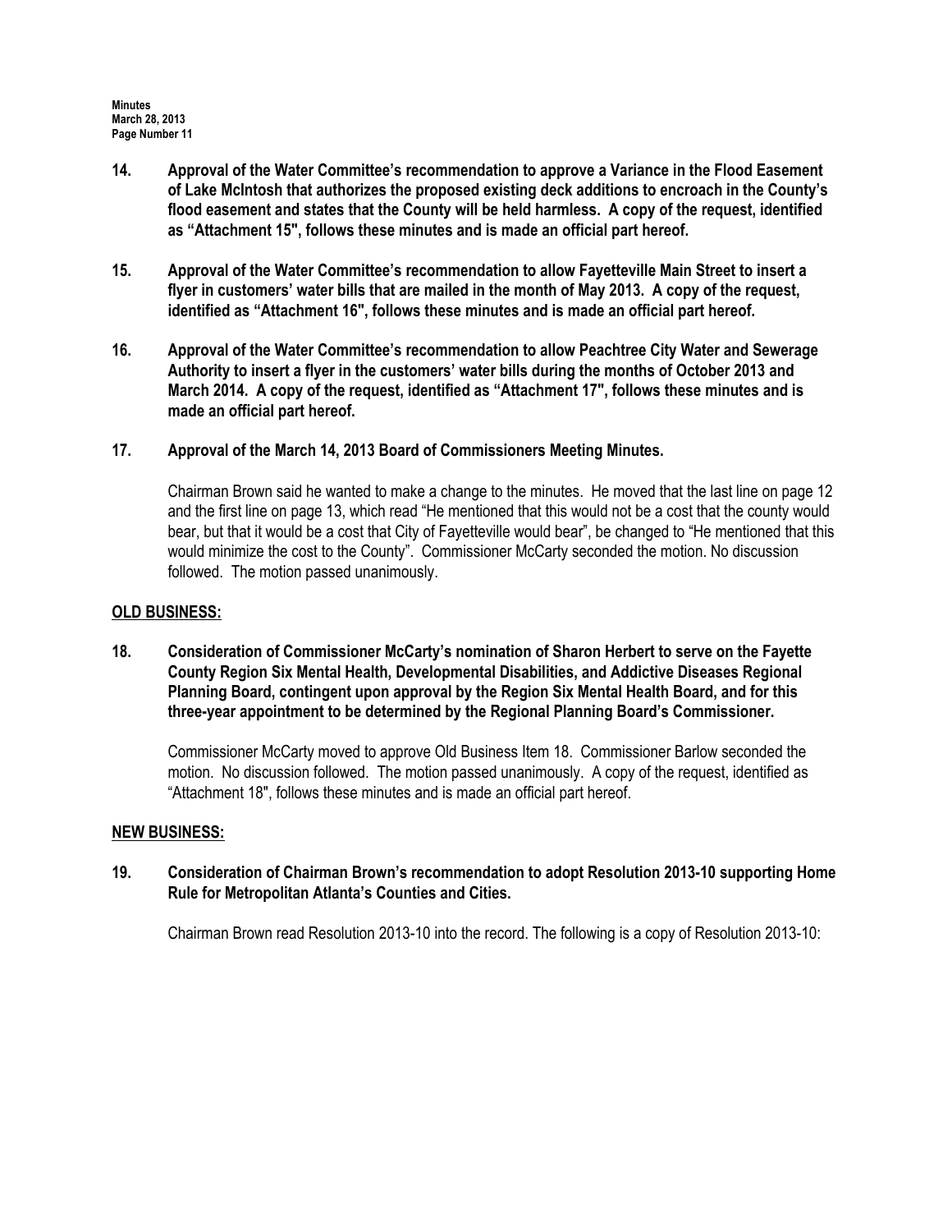**14. Approval of the Water Committee's recommendation to approve a Variance in the Flood Easement of Lake McIntosh that authorizes the proposed existing deck additions to encroach in the County's flood easement and states that the County will be held harmless. A copy of the request, identified as "Attachment 15", follows these minutes and is made an official part hereof.**

**15. Approval of the Water Committee's recommendation to allow Fayetteville Main Street to insert a flyer in customers' water bills that are mailed in the month of May 2013. A copy of the request, identified as "Attachment 16", follows these minutes and is made an official part hereof.**

**16. Approval of the Water Committee's recommendation to allow Peachtree City Water and Sewerage Authority to insert a flyer in the customers' water bills during the months of October 2013 and March 2014. A copy of the request, identified as "Attachment 17", follows these minutes and is made an official part hereof.**

**17. Approval of the March 14, 2013 Board of Commissioners Meeting Minutes.**

Chairman Brown said he wanted to make a change to the minutes. He moved that the last line on page 12 and the first line on page 13, which read "He mentioned that this would not be a cost that the county would bear, but that it would be a cost that City of Fayetteville would bear", be changed to "He mentioned that this would minimize the cost to the County". Commissioner McCarty seconded the motion. No discussion followed. The motion passed unanimously.

## OLD BUSINESS:

**18. Consideration of Commissioner McCarty's nomination of Sharon Herbert to serve on the Fayette County Region Six Mental Health, Developmental Disabilities, and Addictive Diseases Regional Planning Board, contingent upon approval by the Region Six Mental Health Board, and for this three-year appointment to be determined by the Regional Planning Board's Commissioner.**

Commissioner McCarty moved to approve Old Business Item 18. Commissioner Barlow seconded the motion. No discussion followed. The motion passed unanimously. A copy of the request, identified as "Attachment 18", follows these minutes and is made an official part hereof.

## NEW BUSINESS:

**19. Consideration of Chairman Brown's recommendation to adopt Resolution 2013-10 supporting Home Rule for Metropolitan Atlanta's Counties and Cities.**

Chairman Brown read Resolution 2013-10 into the record. The following is a copy of Resolution 2013-10: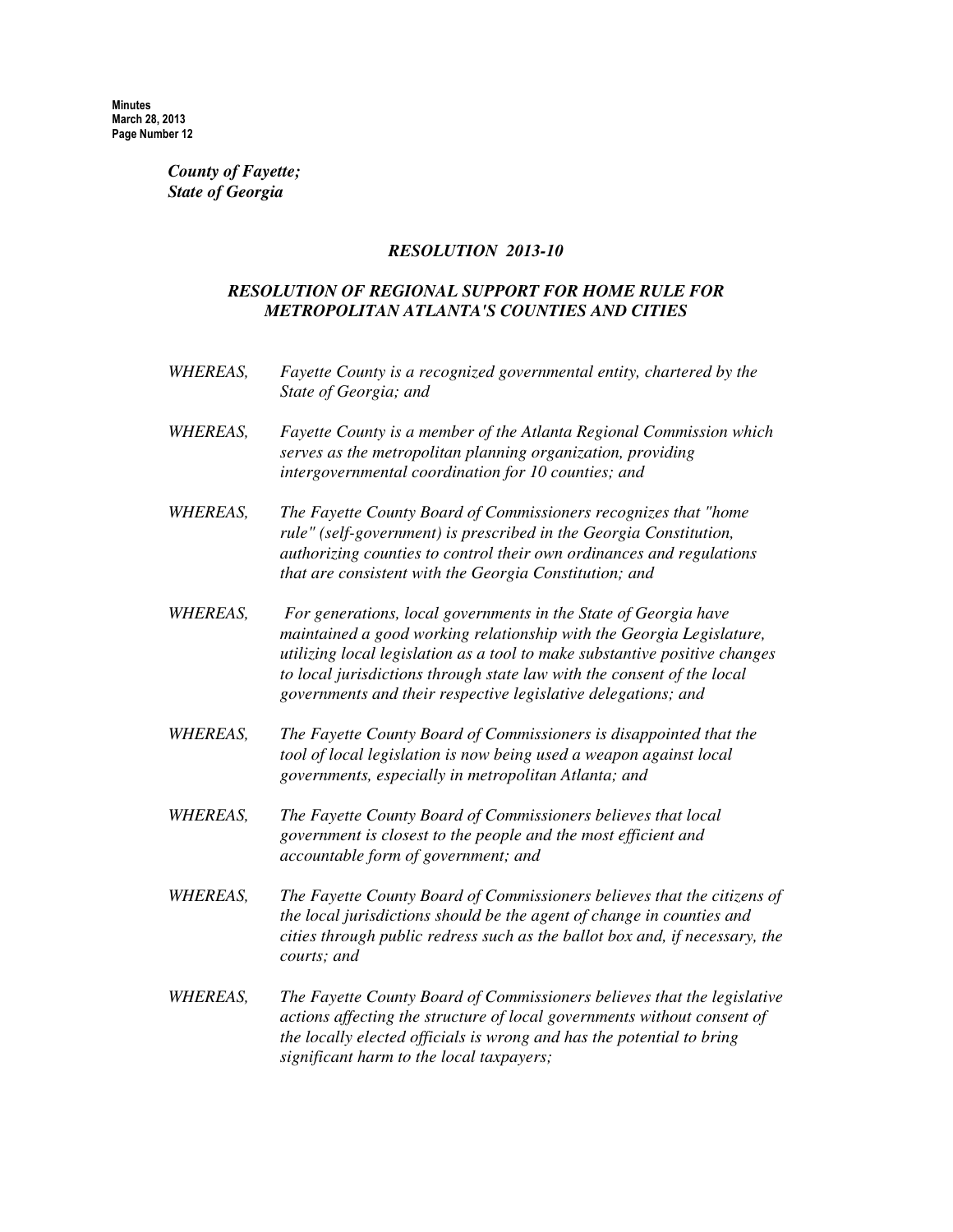***County of Fayette;***
***State of Georgia***

## *RESOLUTION 2013-10*

## *RESOLUTION OF REGIONAL SUPPORT FOR HOME RULE FOR METROPOLITAN ATLANTA'S COUNTIES AND CITIES*

*WHEREAS,* *Fayette County is a recognized governmental entity, chartered by the State of Georgia; and*

*WHEREAS,* *Fayette County is a member of the Atlanta Regional Commission which serves as the metropolitan planning organization, providing intergovernmental coordination for 10 counties; and*

*WHEREAS,* *The Fayette County Board of Commissioners recognizes that "home rule" (self-government) is prescribed in the Georgia Constitution, authorizing counties to control their own ordinances and regulations that are consistent with the Georgia Constitution; and*

*WHEREAS,* *For generations, local governments in the State of Georgia have maintained a good working relationship with the Georgia Legislature, utilizing local legislation as a tool to make substantive positive changes to local jurisdictions through state law with the consent of the local governments and their respective legislative delegations; and*

*WHEREAS,* *The Fayette County Board of Commissioners is disappointed that the tool of local legislation is now being used a weapon against local governments, especially in metropolitan Atlanta; and*

*WHEREAS,* *The Fayette County Board of Commissioners believes that local government is closest to the people and the most efficient and accountable form of government; and*

*WHEREAS,* *The Fayette County Board of Commissioners believes that the citizens of the local jurisdictions should be the agent of change in counties and cities through public redress such as the ballot box and, if necessary, the courts; and*

*WHEREAS,* *The Fayette County Board of Commissioners believes that the legislative actions affecting the structure of local governments without consent of the locally elected officials is wrong and has the potential to bring significant harm to the local taxpayers;*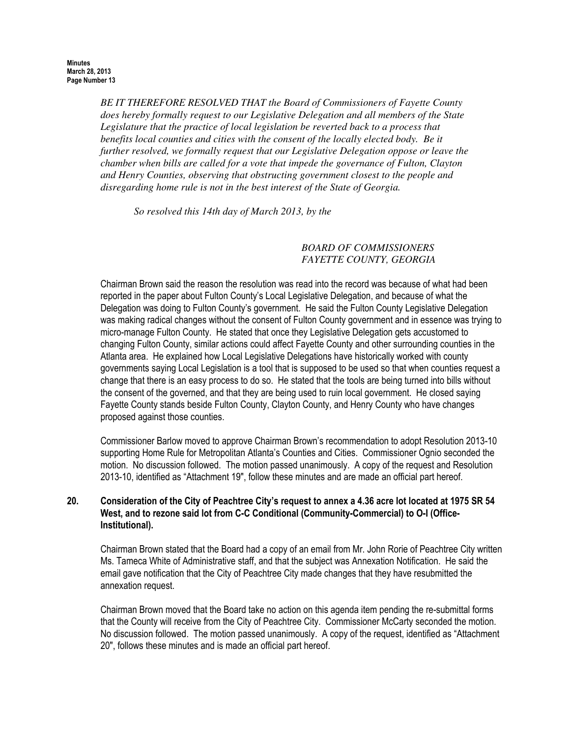*BE IT THEREFORE RESOLVED THAT the Board of Commissioners of Fayette County does hereby formally request to our Legislative Delegation and all members of the State Legislature that the practice of local legislation be reverted back to a process that benefits local counties and cities with the consent of the locally elected body. Be it further resolved, we formally request that our Legislative Delegation oppose or leave the chamber when bills are called for a vote that impede the governance of Fulton, Clayton and Henry Counties, observing that obstructing government closest to the people and disregarding home rule is not in the best interest of the State of Georgia.*

*So resolved this 14th day of March 2013, by the*

*BOARD OF COMMISSIONERS*
*FAYETTE COUNTY, GEORGIA*

Chairman Brown said the reason the resolution was read into the record was because of what had been reported in the paper about Fulton County's Local Legislative Delegation, and because of what the Delegation was doing to Fulton County's government. He said the Fulton County Legislative Delegation was making radical changes without the consent of Fulton County government and in essence was trying to micro-manage Fulton County. He stated that once they Legislative Delegation gets accustomed to changing Fulton County, similar actions could affect Fayette County and other surrounding counties in the Atlanta area. He explained how Local Legislative Delegations have historically worked with county governments saying Local Legislation is a tool that is supposed to be used so that when counties request a change that there is an easy process to do so. He stated that the tools are being turned into bills without the consent of the governed, and that they are being used to ruin local government. He closed saying Fayette County stands beside Fulton County, Clayton County, and Henry County who have changes proposed against those counties.

Commissioner Barlow moved to approve Chairman Brown's recommendation to adopt Resolution 2013-10 supporting Home Rule for Metropolitan Atlanta's Counties and Cities. Commissioner Ognio seconded the motion. No discussion followed. The motion passed unanimously. A copy of the request and Resolution 2013-10, identified as "Attachment 19", follow these minutes and are made an official part hereof.

**20. Consideration of the City of Peachtree City's request to annex a 4.36 acre lot located at 1975 SR 54 West, and to rezone said lot from C-C Conditional (Community-Commercial) to O-I (Office-Institutional).**

Chairman Brown stated that the Board had a copy of an email from Mr. John Rorie of Peachtree City written Ms. Tameca White of Administrative staff, and that the subject was Annexation Notification. He said the email gave notification that the City of Peachtree City made changes that they have resubmitted the annexation request.

Chairman Brown moved that the Board take no action on this agenda item pending the re-submittal forms that the County will receive from the City of Peachtree City. Commissioner McCarty seconded the motion. No discussion followed. The motion passed unanimously. A copy of the request, identified as "Attachment 20", follows these minutes and is made an official part hereof.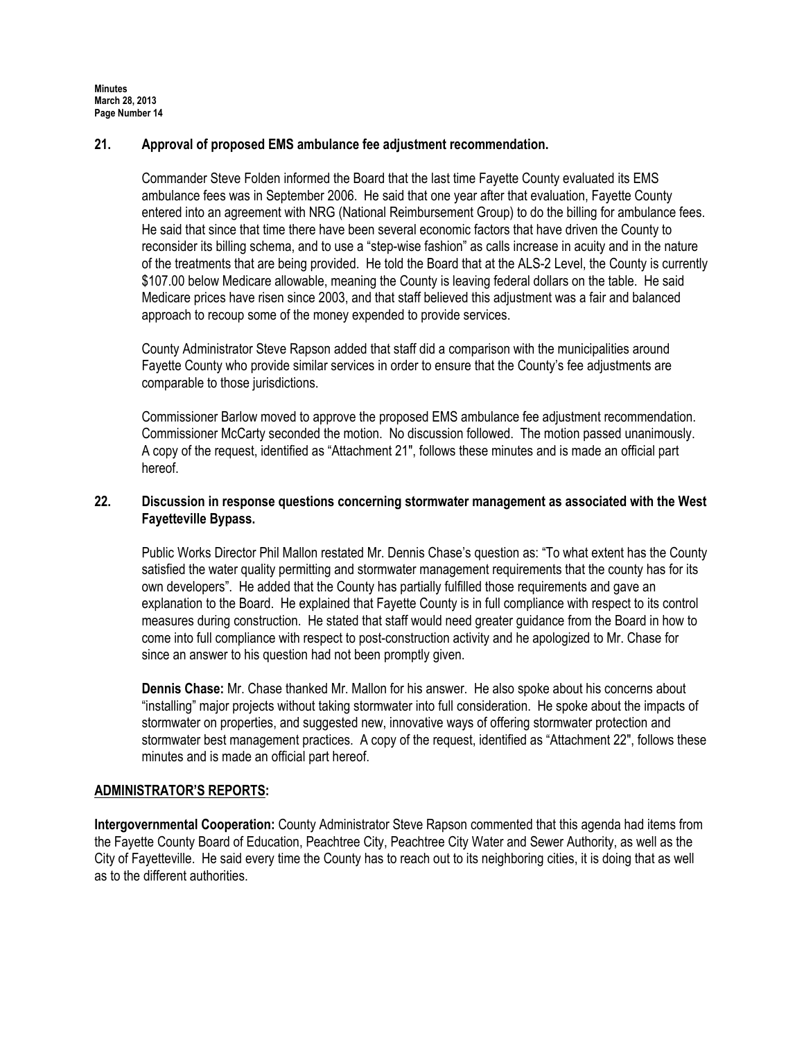**21. Approval of proposed EMS ambulance fee adjustment recommendation.**

Commander Steve Folden informed the Board that the last time Fayette County evaluated its EMS ambulance fees was in September 2006. He said that one year after that evaluation, Fayette County entered into an agreement with NRG (National Reimbursement Group) to do the billing for ambulance fees. He said that since that time there have been several economic factors that have driven the County to reconsider its billing schema, and to use a "step-wise fashion" as calls increase in acuity and in the nature of the treatments that are being provided. He told the Board that at the ALS-2 Level, the County is currently $107.00 below Medicare allowable, meaning the County is leaving federal dollars on the table. He said Medicare prices have risen since 2003, and that staff believed this adjustment was a fair and balanced approach to recoup some of the money expended to provide services.

County Administrator Steve Rapson added that staff did a comparison with the municipalities around Fayette County who provide similar services in order to ensure that the County's fee adjustments are comparable to those jurisdictions.

Commissioner Barlow moved to approve the proposed EMS ambulance fee adjustment recommendation. Commissioner McCarty seconded the motion. No discussion followed. The motion passed unanimously. A copy of the request, identified as "Attachment 21", follows these minutes and is made an official part hereof.

**22. Discussion in response questions concerning stormwater management as associated with the West Fayetteville Bypass.**

Public Works Director Phil Mallon restated Mr. Dennis Chase's question as: "To what extent has the County satisfied the water quality permitting and stormwater management requirements that the county has for its own developers". He added that the County has partially fulfilled those requirements and gave an explanation to the Board. He explained that Fayette County is in full compliance with respect to its control measures during construction. He stated that staff would need greater guidance from the Board in how to come into full compliance with respect to post-construction activity and he apologized to Mr. Chase for since an answer to his question had not been promptly given.

**Dennis Chase:** Mr. Chase thanked Mr. Mallon for his answer. He also spoke about his concerns about "installing" major projects without taking stormwater into full consideration. He spoke about the impacts of stormwater on properties, and suggested new, innovative ways of offering stormwater protection and stormwater best management practices. A copy of the request, identified as "Attachment 22", follows these minutes and is made an official part hereof.

**ADMINISTRATOR'S REPORTS:**

**Intergovernmental Cooperation:** County Administrator Steve Rapson commented that this agenda had items from the Fayette County Board of Education, Peachtree City, Peachtree City Water and Sewer Authority, as well as the City of Fayetteville. He said every time the County has to reach out to its neighboring cities, it is doing that as well as to the different authorities.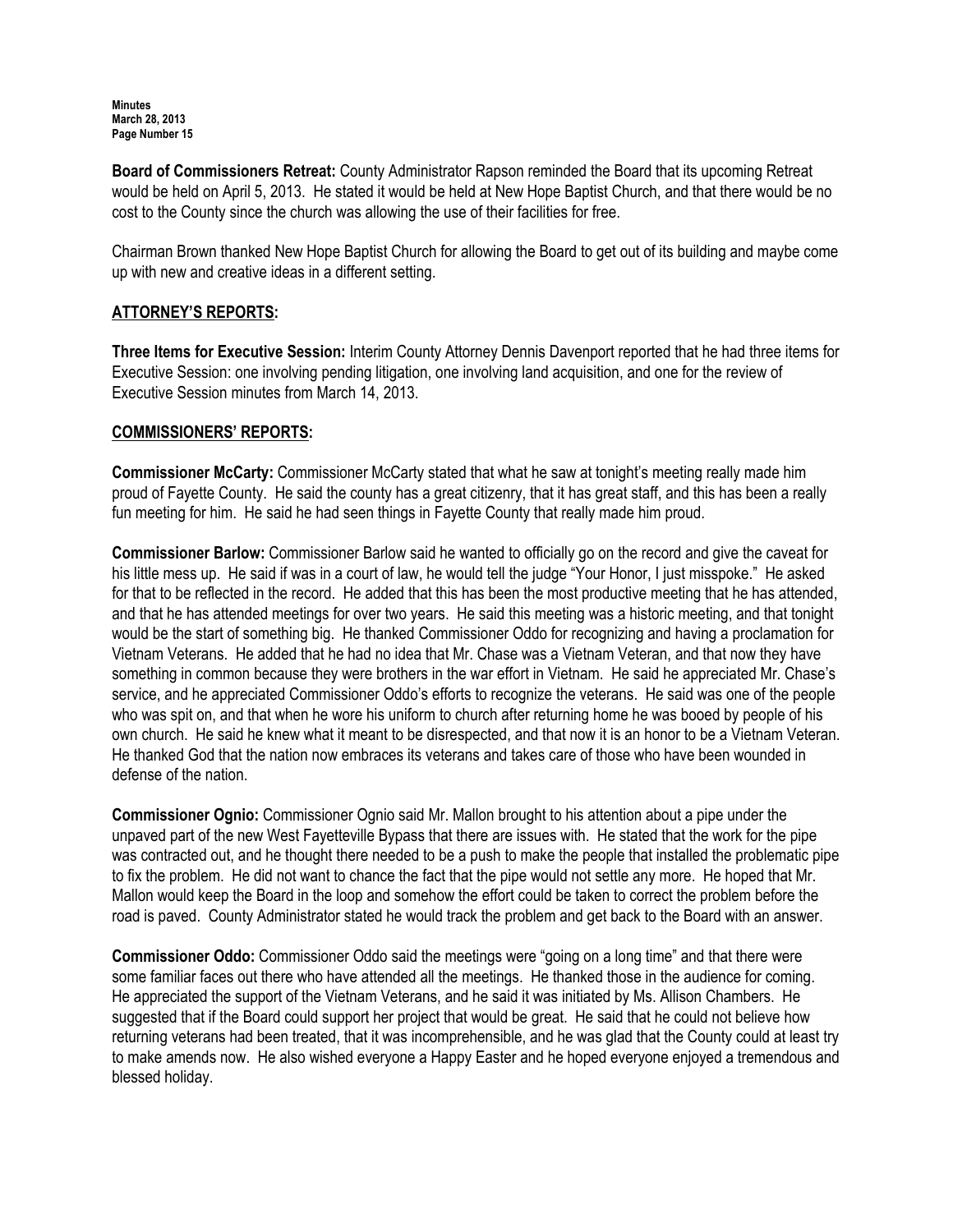**Board of Commissioners Retreat:** County Administrator Rapson reminded the Board that its upcoming Retreat would be held on April 5, 2013. He stated it would be held at New Hope Baptist Church, and that there would be no cost to the County since the church was allowing the use of their facilities for free.

Chairman Brown thanked New Hope Baptist Church for allowing the Board to get out of its building and maybe come up with new and creative ideas in a different setting.

## ATTORNEY'S REPORTS:

**Three Items for Executive Session:** Interim County Attorney Dennis Davenport reported that he had three items for Executive Session: one involving pending litigation, one involving land acquisition, and one for the review of Executive Session minutes from March 14, 2013.

## COMMISSIONERS' REPORTS:

**Commissioner McCarty:** Commissioner McCarty stated that what he saw at tonight's meeting really made him proud of Fayette County. He said the county has a great citizenry, that it has great staff, and this has been a really fun meeting for him. He said he had seen things in Fayette County that really made him proud.

**Commissioner Barlow:** Commissioner Barlow said he wanted to officially go on the record and give the caveat for his little mess up. He said if was in a court of law, he would tell the judge "Your Honor, I just misspoke." He asked for that to be reflected in the record. He added that this has been the most productive meeting that he has attended, and that he has attended meetings for over two years. He said this meeting was a historic meeting, and that tonight would be the start of something big. He thanked Commissioner Oddo for recognizing and having a proclamation for Vietnam Veterans. He added that he had no idea that Mr. Chase was a Vietnam Veteran, and that now they have something in common because they were brothers in the war effort in Vietnam. He said he appreciated Mr. Chase's service, and he appreciated Commissioner Oddo's efforts to recognize the veterans. He said was one of the people who was spit on, and that when he wore his uniform to church after returning home he was booed by people of his own church. He said he knew what it meant to be disrespected, and that now it is an honor to be a Vietnam Veteran. He thanked God that the nation now embraces its veterans and takes care of those who have been wounded in defense of the nation.

**Commissioner Ognio:** Commissioner Ognio said Mr. Mallon brought to his attention about a pipe under the unpaved part of the new West Fayetteville Bypass that there are issues with. He stated that the work for the pipe was contracted out, and he thought there needed to be a push to make the people that installed the problematic pipe to fix the problem. He did not want to chance the fact that the pipe would not settle any more. He hoped that Mr. Mallon would keep the Board in the loop and somehow the effort could be taken to correct the problem before the road is paved. County Administrator stated he would track the problem and get back to the Board with an answer.

**Commissioner Oddo:** Commissioner Oddo said the meetings were "going on a long time" and that there were some familiar faces out there who have attended all the meetings. He thanked those in the audience for coming. He appreciated the support of the Vietnam Veterans, and he said it was initiated by Ms. Allison Chambers. He suggested that if the Board could support her project that would be great. He said that he could not believe how returning veterans had been treated, that it was incomprehensible, and he was glad that the County could at least try to make amends now. He also wished everyone a Happy Easter and he hoped everyone enjoyed a tremendous and blessed holiday.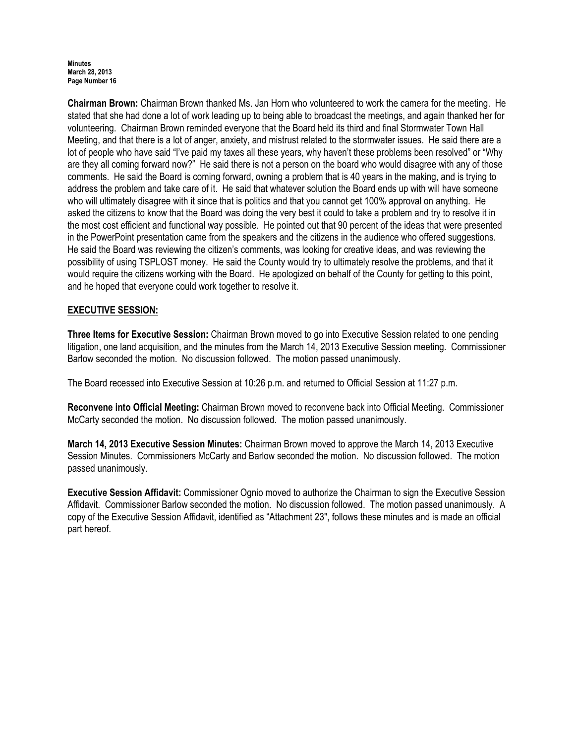**Chairman Brown:** Chairman Brown thanked Ms. Jan Horn who volunteered to work the camera for the meeting. He stated that she had done a lot of work leading up to being able to broadcast the meetings, and again thanked her for volunteering. Chairman Brown reminded everyone that the Board held its third and final Stormwater Town Hall Meeting, and that there is a lot of anger, anxiety, and mistrust related to the stormwater issues. He said there are a lot of people who have said "I've paid my taxes all these years, why haven't these problems been resolved" or "Why are they all coming forward now?" He said there is not a person on the board who would disagree with any of those comments. He said the Board is coming forward, owning a problem that is 40 years in the making, and is trying to address the problem and take care of it. He said that whatever solution the Board ends up with will have someone who will ultimately disagree with it since that is politics and that you cannot get 100% approval on anything. He asked the citizens to know that the Board was doing the very best it could to take a problem and try to resolve it in the most cost efficient and functional way possible. He pointed out that 90 percent of the ideas that were presented in the PowerPoint presentation came from the speakers and the citizens in the audience who offered suggestions. He said the Board was reviewing the citizen's comments, was looking for creative ideas, and was reviewing the possibility of using TSPLOST money. He said the County would try to ultimately resolve the problems, and that it would require the citizens working with the Board. He apologized on behalf of the County for getting to this point, and he hoped that everyone could work together to resolve it.

## EXECUTIVE SESSION:

**Three Items for Executive Session:** Chairman Brown moved to go into Executive Session related to one pending litigation, one land acquisition, and the minutes from the March 14, 2013 Executive Session meeting. Commissioner Barlow seconded the motion. No discussion followed. The motion passed unanimously.

The Board recessed into Executive Session at 10:26 p.m. and returned to Official Session at 11:27 p.m.

**Reconvene into Official Meeting:** Chairman Brown moved to reconvene back into Official Meeting. Commissioner McCarty seconded the motion. No discussion followed. The motion passed unanimously.

**March 14, 2013 Executive Session Minutes:** Chairman Brown moved to approve the March 14, 2013 Executive Session Minutes. Commissioners McCarty and Barlow seconded the motion. No discussion followed. The motion passed unanimously.

**Executive Session Affidavit:** Commissioner Ognio moved to authorize the Chairman to sign the Executive Session Affidavit. Commissioner Barlow seconded the motion. No discussion followed. The motion passed unanimously. A copy of the Executive Session Affidavit, identified as "Attachment 23", follows these minutes and is made an official part hereof.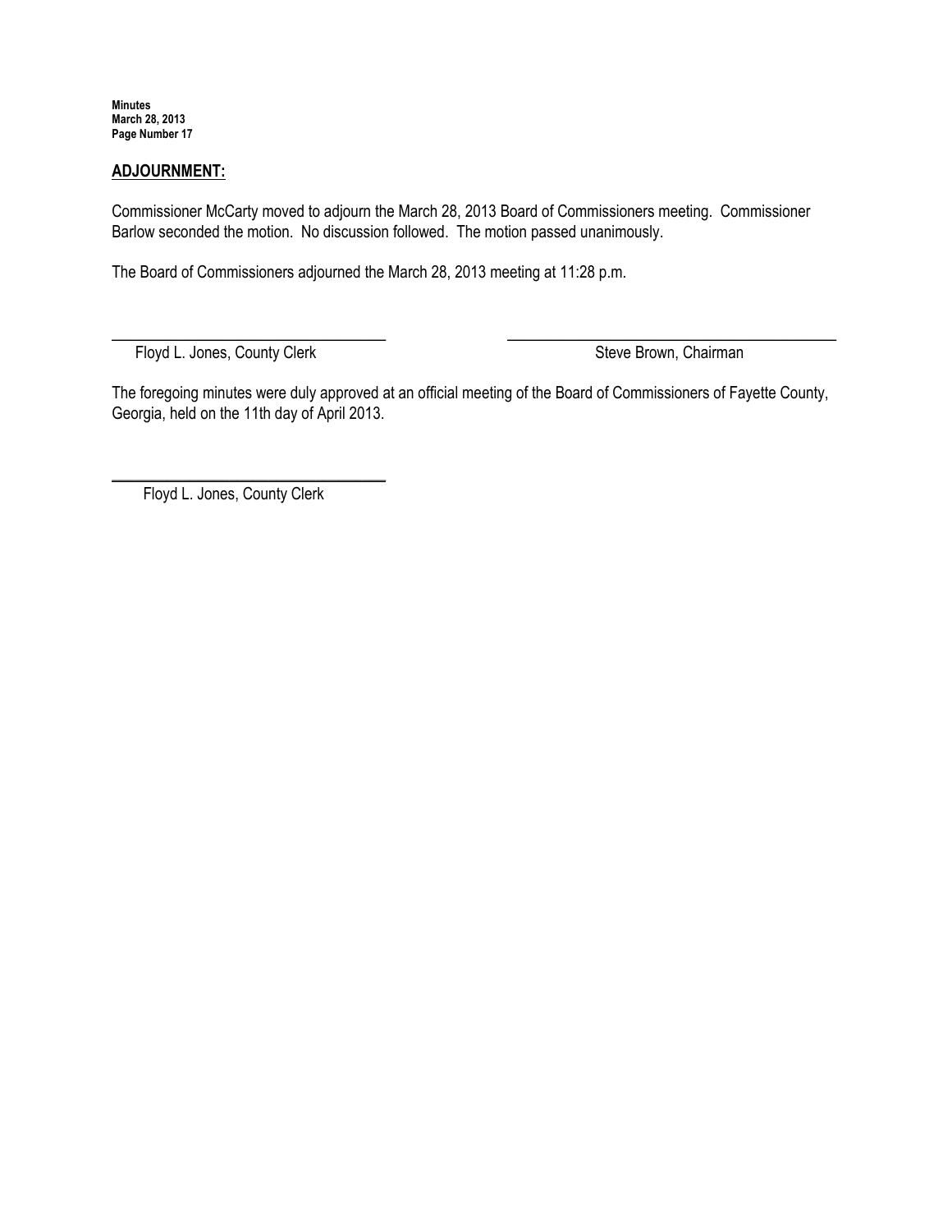## ADJOURNMENT:

Commissioner McCarty moved to adjourn the March 28, 2013 Board of Commissioners meeting. Commissioner Barlow seconded the motion. No discussion followed. The motion passed unanimously.

The Board of Commissioners adjourned the March 28, 2013 meeting at 11:28 p.m.

| | |
|---|---|
| ___________________________________ | ___________________________________ |
| Floyd L. Jones, County Clerk | Steve Brown, Chairman |

The foregoing minutes were duly approved at an official meeting of the Board of Commissioners of Fayette County, Georgia, held on the 11th day of April 2013.

___________________________________

Floyd L. Jones, County Clerk